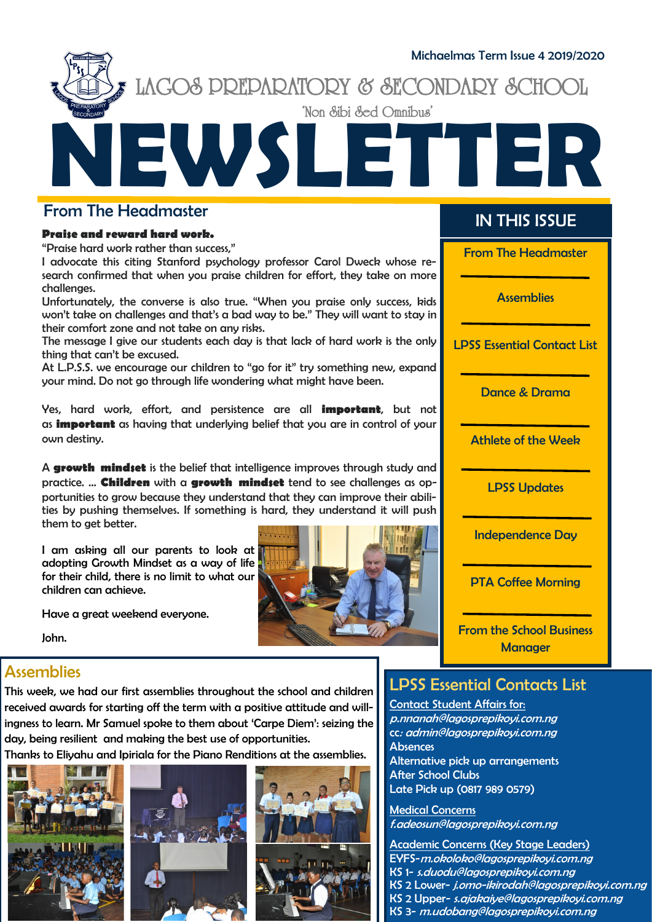Michaelmas Term Issue 4 2019/2020

# LAGOS PREPARATORY & SECONDARY SCHOOL

'Non Sibi Sed Omnibus'

# NEWSLETTER

## From The Headmaster

**Praise and reward hard work.**

"Praise hard work rather than success,"

I advocate this citing Stanford psychology professor Carol Dweck whose research confirmed that when you praise children for effort, they take on more challenges.

Unfortunately, the converse is also true. "When you praise only success, kids won't take on challenges and that's a bad way to be." They will want to stay in their comfort zone and not take on any risks.

The message I give our students each day is that lack of hard work is the only thing that can't be excused.

At L.P.S.S. we encourage our children to "go for it" try something new, expand your mind. Do not go through life wondering what might have been.

Yes, hard work, effort, and persistence are all **important**, but not as **important** as having that underlying belief that you are in control of your own destiny.

A **growth mindset** is the belief that intelligence improves through study and practice. ... **Children** with a **growth mindset** tend to see challenges as opportunities to grow because they understand that they can improve their abilities by pushing themselves. If something is hard, they understand it will push them to get better.

I am asking all our parents to look at adopting Growth Mindset as a way of life for their child, there is no limit to what our children can achieve.

Have a great weekend everyone.

John.

## IN THIS ISSUE

- From The Headmaster
- Assemblies
- LPSS Essential Contact List
- Dance & Drama
- Athlete of the Week
- LPSS Updates
- Independence Day
- PTA Coffee Morning
- From the School Business Manager

## Assemblies

This week, we had our first assemblies throughout the school and children received awards for starting off the term with a positive attitude and willingness to learn. Mr Samuel spoke to them about 'Carpe Diem': seizing the day, being resilient and making the best use of opportunities.

Thanks to Eliyahu and Ipiriala for the Piano Renditions at the assemblies.

## LPSS Essential Contacts List

Contact Student Affairs for:
*p.nnanah@lagosprepikoyi.com.ng*
cc: *admin@lagosprepikoyi.com.ng*
Absences
Alternative pick up arrangements
After School Clubs
Late Pick up (0817 989 0579)

Medical Concerns
*f.adeosun@lagosprepikoyi.com.ng*

Academic Concerns (Key Stage Leaders)
EYFS- *m.okoloko@lagosprepikoyi.com.ng*
KS 1- *s.duodu@lagosprepikoyi.com.ng*
KS 2 Lower- *j.omo-ikirodah@lagosprepikoyi.com.ng*
KS 2 Upper- *s.ajakaiye@lagosprepikoyi.com.ng*
KS 3- *m.udobang@lagosprepikoyi.com.ng*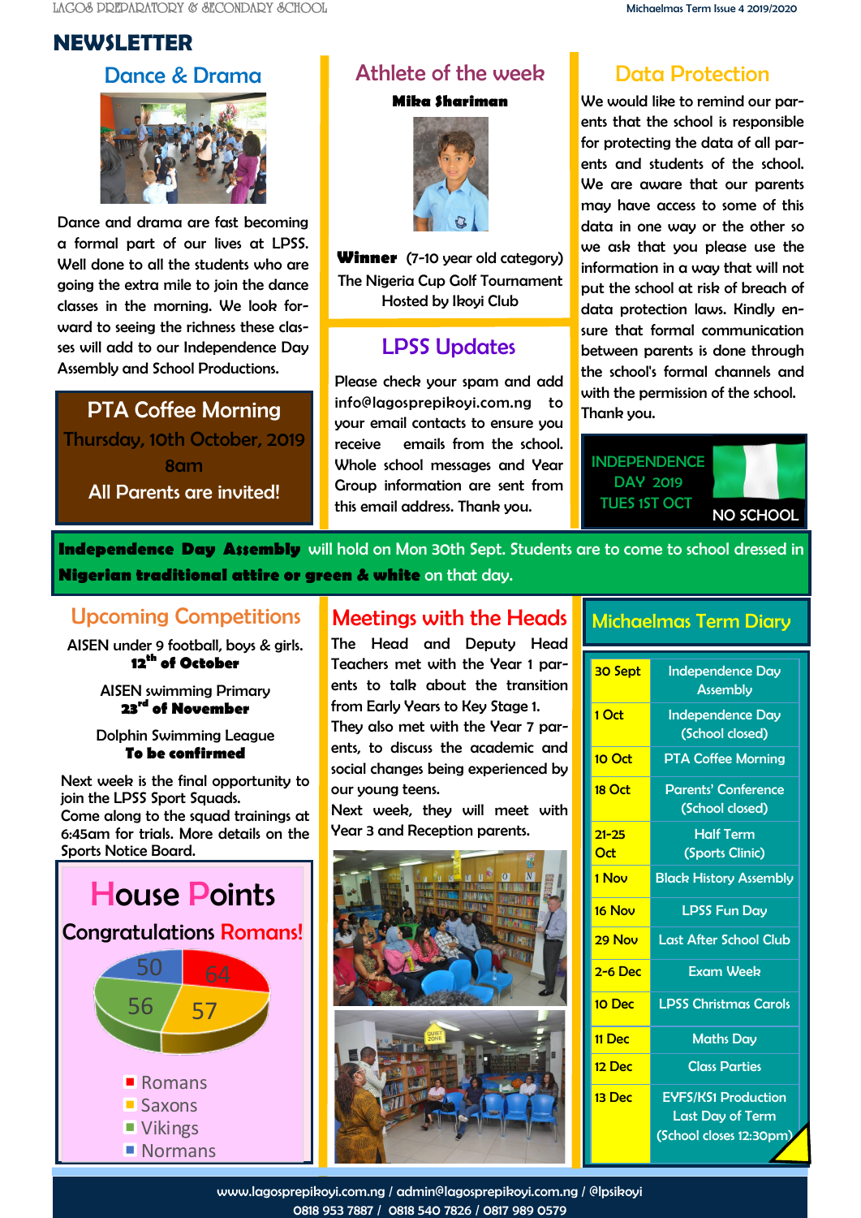# NEWSLETTER

## Dance & Drama

Dance and drama are fast becoming a formal part of our lives at LPSS. Well done to all the students who are going the extra mile to join the dance classes in the morning. We look forward to seeing the richness these classes will add to our Independence Day Assembly and School Productions.

## PTA Coffee Morning

Thursday, 10th October, 2019

8am

All Parents are invited!

## Athlete of the week

**Mika Shariman**

**Winner** (7-10 year old category)
The Nigeria Cup Golf Tournament
Hosted by Ikoyi Club

## LPSS Updates

Please check your spam and add info@lagosprepikoyi.com.ng to your email contacts to ensure you receive emails from the school. Whole school messages and Year Group information are sent from this email address. Thank you.

## Data Protection

We would like to remind our parents that the school is responsible for protecting the data of all parents and students of the school. We are aware that our parents may have access to some of this data in one way or the other so we ask that you please use the information in a way that will not put the school at risk of breach of data protection laws. Kindly ensure that formal communication between parents is done through the school's formal channels and with the permission of the school. Thank you.

INDEPENDENCE DAY 2019
TUES 1ST OCT
NO SCHOOL

**Independence Day Assembly** will hold on Mon 30th Sept. Students are to come to school dressed in **Nigerian traditional attire or green & white** on that day.

## Upcoming Competitions

AISEN under 9 football, boys & girls.
**12th of October**

AISEN swimming Primary
**23rd of November**

Dolphin Swimming League
**To be confirmed**

Next week is the final opportunity to join the LPSS Sport Squads.
Come along to the squad trainings at 6:45am for trials. More details on the Sports Notice Board.

## House Points

Congratulations Romans!

50
64
56
57

Romans
Saxons
Vikings
Normans

## Meetings with the Heads

The Head and Deputy Head Teachers met with the Year 1 parents to talk about the transition from Early Years to Key Stage 1.
They also met with the Year 7 parents, to discuss the academic and social changes being experienced by our young teens.
Next week, they will meet with Year 3 and Reception parents.

## Michaelmas Term Diary

| | |
|---|---|
| 30 Sept | Independence Day Assembly |
| 1 Oct | Independence Day (School closed) |
| 10 Oct | PTA Coffee Morning |
| 18 Oct | Parents' Conference (School closed) |
| 21-25 Oct | Half Term (Sports Clinic) |
| 1 Nov | Black History Assembly |
| 16 Nov | LPSS Fun Day |
| 29 Nov | Last After School Club |
| 2-6 Dec | Exam Week |
| 10 Dec | LPSS Christmas Carols |
| 11 Dec | Maths Day |
| 12 Dec | Class Parties |
| 13 Dec | EYFS/KS1 Production Last Day of Term (School closes 12:30pm) |

www.lagosprepikoyi.com.ng / admin@lagosprepikoyi.com.ng / @lpsikoyi
0818 953 7887 / 0818 540 7826 / 0817 989 0579